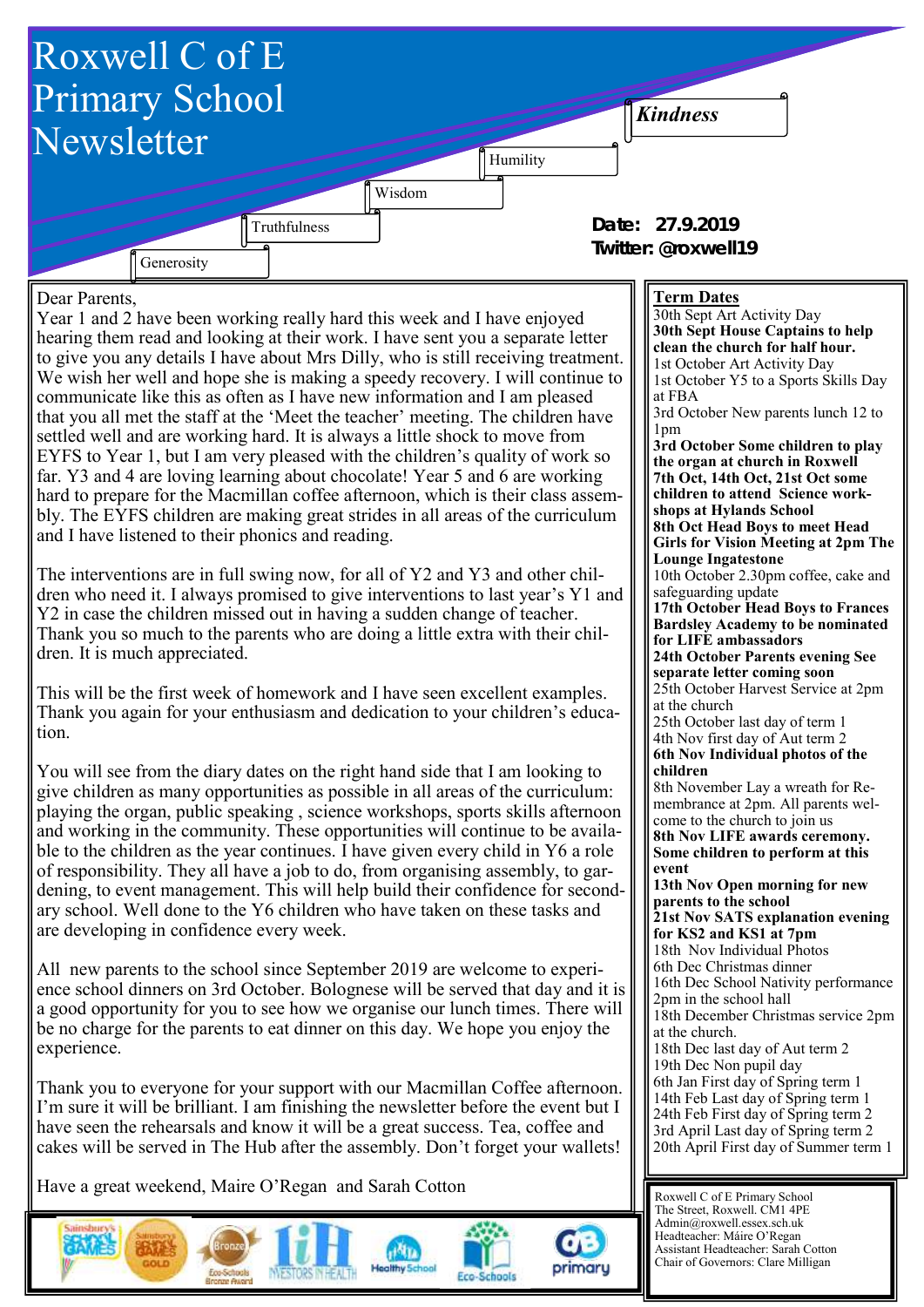# Roxwell C of E Primary School Newsletter

*Kindness*

Humility

Wisdom

Truthfulness

Generosity

**Date: 27.9.2019**
**Twitter: @roxwell19**

Dear Parents,

Year 1 and 2 have been working really hard this week and I have enjoyed hearing them read and looking at their work. I have sent you a separate letter to give you any details I have about Mrs Dilly, who is still receiving treatment. We wish her well and hope she is making a speedy recovery. I will continue to communicate like this as often as I have new information and I am pleased that you all met the staff at the 'Meet the teacher' meeting. The children have settled well and are working hard. It is always a little shock to move from EYFS to Year 1, but I am very pleased with the children's quality of work so far. Y3 and 4 are loving learning about chocolate! Year 5 and 6 are working hard to prepare for the Macmillan coffee afternoon, which is their class assembly. The EYFS children are making great strides in all areas of the curriculum and I have listened to their phonics and reading.

The interventions are in full swing now, for all of Y2 and Y3 and other children who need it. I always promised to give interventions to last year's Y1 and Y2 in case the children missed out in having a sudden change of teacher. Thank you so much to the parents who are doing a little extra with their children. It is much appreciated.

This will be the first week of homework and I have seen excellent examples. Thank you again for your enthusiasm and dedication to your children's education.

You will see from the diary dates on the right hand side that I am looking to give children as many opportunities as possible in all areas of the curriculum: playing the organ, public speaking , science workshops, sports skills afternoon and working in the community. These opportunities will continue to be available to the children as the year continues. I have given every child in Y6 a role of responsibility. They all have a job to do, from organising assembly, to gardening, to event management. This will help build their confidence for secondary school. Well done to the Y6 children who have taken on these tasks and are developing in confidence every week.

All new parents to the school since September 2019 are welcome to experience school dinners on 3rd October. Bolognese will be served that day and it is a good opportunity for you to see how we organise our lunch times. There will be no charge for the parents to eat dinner on this day. We hope you enjoy the experience.

Thank you to everyone for your support with our Macmillan Coffee afternoon. I'm sure it will be brilliant. I am finishing the newsletter before the event but I have seen the rehearsals and know it will be a great success. Tea, coffee and cakes will be served in The Hub after the assembly. Don't forget your wallets!

Have a great weekend, Maire O'Regan and Sarah Cotton

## Term Dates

30th Sept Art Activity Day
**30th Sept House Captains to help clean the church for half hour.**
1st October Art Activity Day
1st October Y5 to a Sports Skills Day at FBA
3rd October New parents lunch 12 to 1pm
**3rd October Some children to play the organ at church in Roxwell**
**7th Oct, 14th Oct, 21st Oct some children to attend Science workshops at Hylands School**
**8th Oct Head Boys to meet Head Girls for Vision Meeting at 2pm The Lounge Ingatestone**
10th October 2.30pm coffee, cake and safeguarding update
**17th October Head Boys to Frances Bardsley Academy to be nominated for LIFE ambassadors**
**24th October Parents evening See separate letter coming soon**
25th October Harvest Service at 2pm at the church
25th October last day of term 1
4th Nov first day of Aut term 2
**6th Nov Individual photos of the children**
8th November Lay a wreath for Remembrance at 2pm. All parents welcome to the church to join us
**8th Nov LIFE awards ceremony. Some children to perform at this event**
**13th Nov Open morning for new parents to the school**
**21st Nov SATS explanation evening for KS2 and KS1 at 7pm**
18th Nov Individual Photos
6th Dec Christmas dinner
16th Dec School Nativity performance 2pm in the school hall
18th December Christmas service 2pm at the church.
18th Dec last day of Aut term 2
19th Dec Non pupil day
6th Jan First day of Spring term 1
14th Feb Last day of Spring term 1
24th Feb First day of Spring term 2
3rd April Last day of Spring term 2
20th April First day of Summer term 1

Roxwell C of E Primary School
The Street, Roxwell. CM1 4PE
Admin@roxwell.essex.sch.uk
Headteacher: Máire O'Regan
Assistant Headteacher: Sarah Cotton
Chair of Governors: Clare Milligan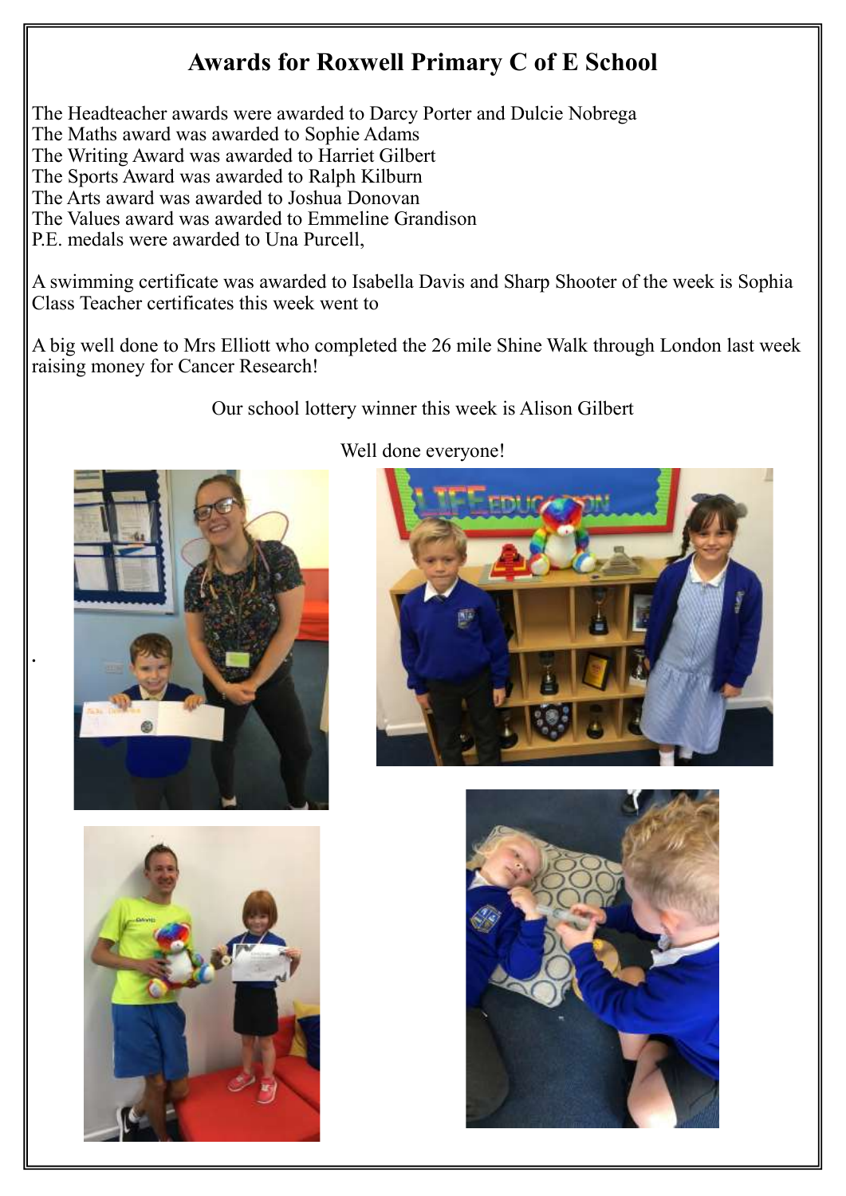# Awards for Roxwell Primary C of E School

The Headteacher awards were awarded to Darcy Porter and Dulcie Nobrega
The Maths award was awarded to Sophie Adams
The Writing Award was awarded to Harriet Gilbert
The Sports Award was awarded to Ralph Kilburn
The Arts award was awarded to Joshua Donovan
The Values award was awarded to Emmeline Grandison
P.E. medals were awarded to Una Purcell,

A swimming certificate was awarded to Isabella Davis and Sharp Shooter of the week is Sophia
Class Teacher certificates this week went to

A big well done to Mrs Elliott who completed the 26 mile Shine Walk through London last week raising money for Cancer Research!

Our school lottery winner this week is Alison Gilbert

Well done everyone!